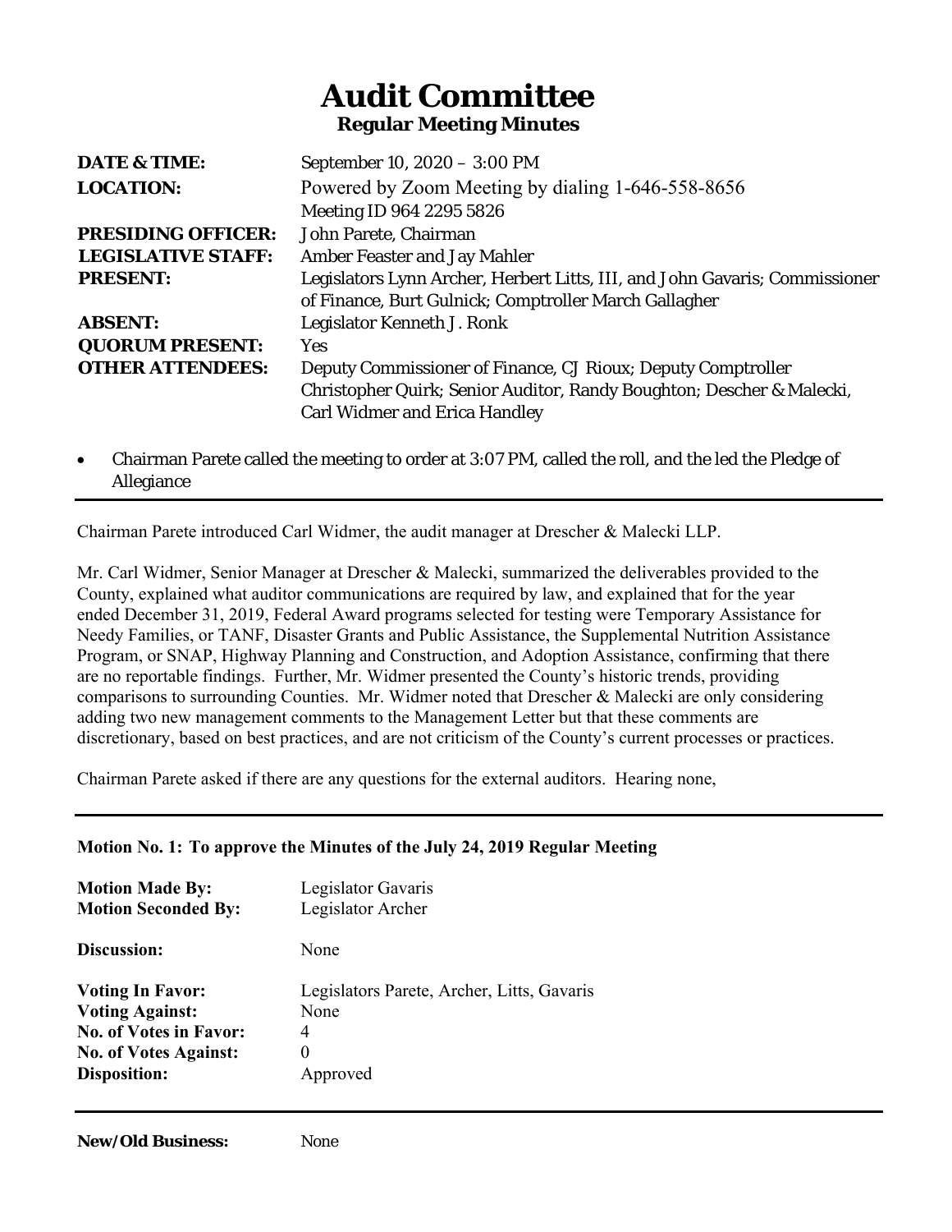# Audit Committee

**Regular Meeting Minutes**

| | |
|---|---|
| **DATE & TIME:** | September 10, 2020 – 3:00 PM |
| **LOCATION:** | Powered by Zoom Meeting by dialing 1-646-558-8656 Meeting ID 964 2295 5826 |
| **PRESIDING OFFICER:** | John Parete, Chairman |
| **LEGISLATIVE STAFF:** | Amber Feaster and Jay Mahler |
| **PRESENT:** | Legislators Lynn Archer, Herbert Litts, III, and John Gavaris; Commissioner of Finance, Burt Gulnick; Comptroller March Gallagher |
| **ABSENT:** | Legislator Kenneth J. Ronk |
| **QUORUM PRESENT:** | Yes |
| **OTHER ATTENDEES:** | Deputy Commissioner of Finance, CJ Rioux; Deputy Comptroller Christopher Quirk; Senior Auditor, Randy Boughton; Descher & Malecki, Carl Widmer and Erica Handley |

- Chairman Parete called the meeting to order at 3:07 PM, called the roll, and the led the Pledge of Allegiance

---

Chairman Parete introduced Carl Widmer, the audit manager at Drescher & Malecki LLP.

Mr. Carl Widmer, Senior Manager at Drescher & Malecki, summarized the deliverables provided to the County, explained what auditor communications are required by law, and explained that for the year ended December 31, 2019, Federal Award programs selected for testing were Temporary Assistance for Needy Families, or TANF, Disaster Grants and Public Assistance, the Supplemental Nutrition Assistance Program, or SNAP, Highway Planning and Construction, and Adoption Assistance, confirming that there are no reportable findings. Further, Mr. Widmer presented the County's historic trends, providing comparisons to surrounding Counties. Mr. Widmer noted that Drescher & Malecki are only considering adding two new management comments to the Management Letter but that these comments are discretionary, based on best practices, and are not criticism of the County's current processes or practices.

Chairman Parete asked if there are any questions for the external auditors. Hearing none,

---

**Motion No. 1: To approve the Minutes of the July 24, 2019 Regular Meeting**

| | |
|---|---|
| **Motion Made By:** | Legislator Gavaris |
| **Motion Seconded By:** | Legislator Archer |
| **Discussion:** | None |
| **Voting In Favor:** | Legislators Parete, Archer, Litts, Gavaris |
| **Voting Against:** | None |
| **No. of Votes in Favor:** | 4 |
| **No. of Votes Against:** | 0 |
| **Disposition:** | Approved |

---

**New/Old Business:** None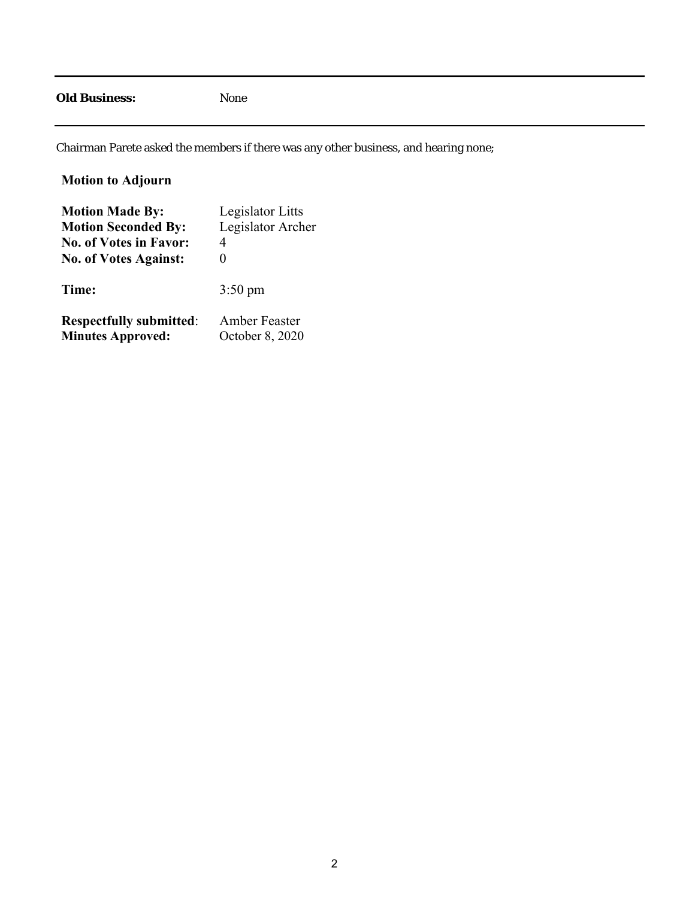**Old Business:** None

---

Chairman Parete asked the members if there was any other business, and hearing none;

**Motion to Adjourn**

| | |
|---|---|
| **Motion Made By:** | Legislator Litts |
| **Motion Seconded By:** | Legislator Archer |
| **No. of Votes in Favor:** | 4 |
| **No. of Votes Against:** | 0 |

**Time:** 3:50 pm

**Respectfully submitted**: Amber Feaster
**Minutes Approved:** October 8, 2020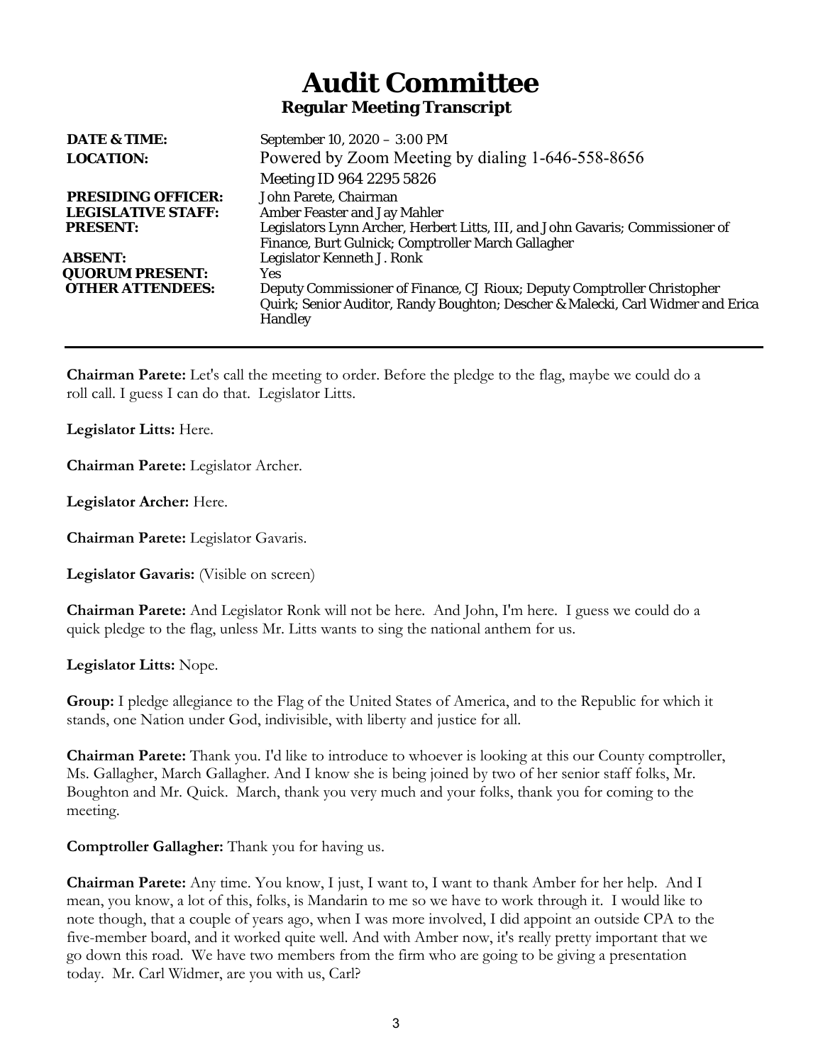# Audit Committee

## Regular Meeting Transcript

| | |
|---|---|
| **DATE & TIME:** | September 10, 2020 – 3:00 PM |
| **LOCATION:** | Powered by Zoom Meeting by dialing 1-646-558-8656<br>Meeting ID 964 2295 5826 |
| **PRESIDING OFFICER:** | John Parete, Chairman |
| **LEGISLATIVE STAFF:** | Amber Feaster and Jay Mahler |
| **PRESENT:** | Legislators Lynn Archer, Herbert Litts, III, and John Gavaris; Commissioner of Finance, Burt Gulnick; Comptroller March Gallagher |
| **ABSENT:** | Legislator Kenneth J. Ronk |
| **QUORUM PRESENT:** | Yes |
| **OTHER ATTENDEES:** | Deputy Commissioner of Finance, CJ Rioux; Deputy Comptroller Christopher Quirk; Senior Auditor, Randy Boughton; Descher & Malecki, Carl Widmer and Erica Handley |

---

**Chairman Parete:** Let's call the meeting to order. Before the pledge to the flag, maybe we could do a roll call. I guess I can do that. Legislator Litts.

**Legislator Litts:** Here.

**Chairman Parete:** Legislator Archer.

**Legislator Archer:** Here.

**Chairman Parete:** Legislator Gavaris.

**Legislator Gavaris:** (Visible on screen)

**Chairman Parete:** And Legislator Ronk will not be here. And John, I'm here. I guess we could do a quick pledge to the flag, unless Mr. Litts wants to sing the national anthem for us.

**Legislator Litts:** Nope.

**Group:** I pledge allegiance to the Flag of the United States of America, and to the Republic for which it stands, one Nation under God, indivisible, with liberty and justice for all.

**Chairman Parete:** Thank you. I'd like to introduce to whoever is looking at this our County comptroller, Ms. Gallagher, March Gallagher. And I know she is being joined by two of her senior staff folks, Mr. Boughton and Mr. Quick. March, thank you very much and your folks, thank you for coming to the meeting.

**Comptroller Gallagher:** Thank you for having us.

**Chairman Parete:** Any time. You know, I just, I want to, I want to thank Amber for her help. And I mean, you know, a lot of this, folks, is Mandarin to me so we have to work through it. I would like to note though, that a couple of years ago, when I was more involved, I did appoint an outside CPA to the five-member board, and it worked quite well. And with Amber now, it's really pretty important that we go down this road. We have two members from the firm who are going to be giving a presentation today. Mr. Carl Widmer, are you with us, Carl?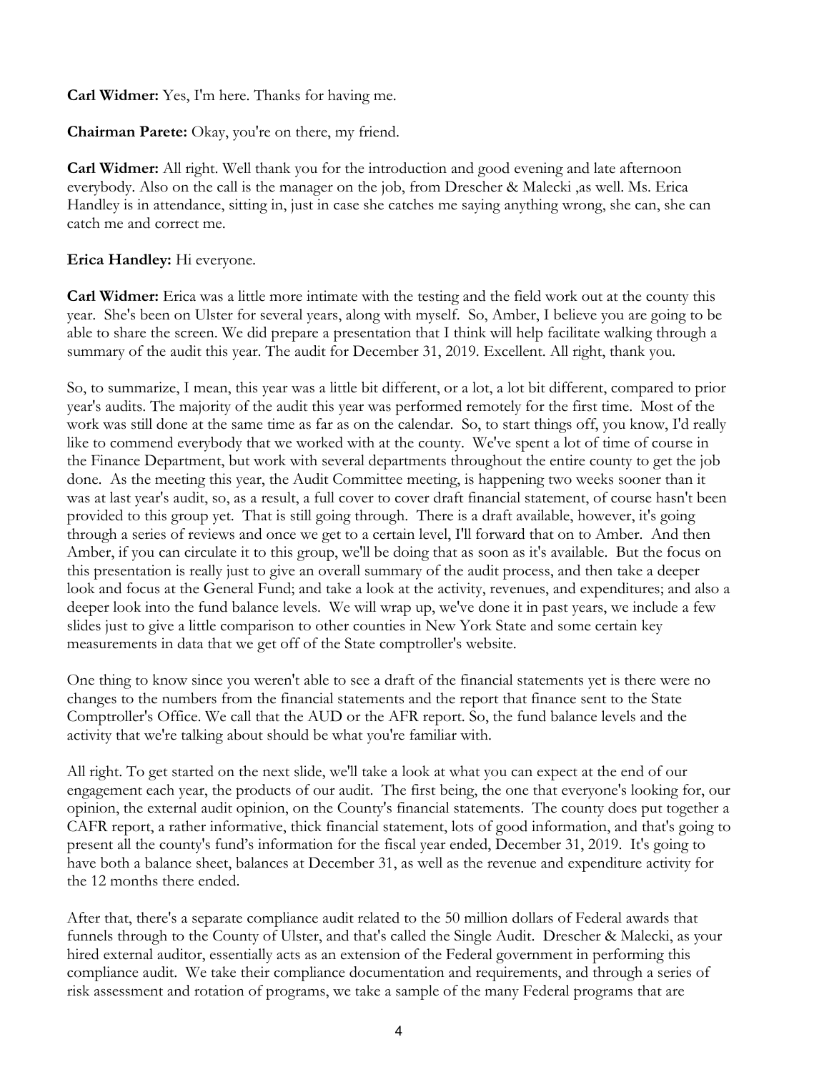**Carl Widmer:** Yes, I'm here. Thanks for having me.

**Chairman Parete:** Okay, you're on there, my friend.

**Carl Widmer:** All right. Well thank you for the introduction and good evening and late afternoon everybody. Also on the call is the manager on the job, from Drescher & Malecki ,as well. Ms. Erica Handley is in attendance, sitting in, just in case she catches me saying anything wrong, she can, she can catch me and correct me.

**Erica Handley:** Hi everyone.

**Carl Widmer:** Erica was a little more intimate with the testing and the field work out at the county this year. She's been on Ulster for several years, along with myself. So, Amber, I believe you are going to be able to share the screen. We did prepare a presentation that I think will help facilitate walking through a summary of the audit this year. The audit for December 31, 2019. Excellent. All right, thank you.

So, to summarize, I mean, this year was a little bit different, or a lot, a lot bit different, compared to prior year's audits. The majority of the audit this year was performed remotely for the first time. Most of the work was still done at the same time as far as on the calendar. So, to start things off, you know, I'd really like to commend everybody that we worked with at the county. We've spent a lot of time of course in the Finance Department, but work with several departments throughout the entire county to get the job done. As the meeting this year, the Audit Committee meeting, is happening two weeks sooner than it was at last year's audit, so, as a result, a full cover to cover draft financial statement, of course hasn't been provided to this group yet. That is still going through. There is a draft available, however, it's going through a series of reviews and once we get to a certain level, I'll forward that on to Amber. And then Amber, if you can circulate it to this group, we'll be doing that as soon as it's available. But the focus on this presentation is really just to give an overall summary of the audit process, and then take a deeper look and focus at the General Fund; and take a look at the activity, revenues, and expenditures; and also a deeper look into the fund balance levels. We will wrap up, we've done it in past years, we include a few slides just to give a little comparison to other counties in New York State and some certain key measurements in data that we get off of the State comptroller's website.

One thing to know since you weren't able to see a draft of the financial statements yet is there were no changes to the numbers from the financial statements and the report that finance sent to the State Comptroller's Office. We call that the AUD or the AFR report. So, the fund balance levels and the activity that we're talking about should be what you're familiar with.

All right. To get started on the next slide, we'll take a look at what you can expect at the end of our engagement each year, the products of our audit. The first being, the one that everyone's looking for, our opinion, the external audit opinion, on the County's financial statements. The county does put together a CAFR report, a rather informative, thick financial statement, lots of good information, and that's going to present all the county's fund's information for the fiscal year ended, December 31, 2019. It's going to have both a balance sheet, balances at December 31, as well as the revenue and expenditure activity for the 12 months there ended.

After that, there's a separate compliance audit related to the 50 million dollars of Federal awards that funnels through to the County of Ulster, and that's called the Single Audit. Drescher & Malecki, as your hired external auditor, essentially acts as an extension of the Federal government in performing this compliance audit. We take their compliance documentation and requirements, and through a series of risk assessment and rotation of programs, we take a sample of the many Federal programs that are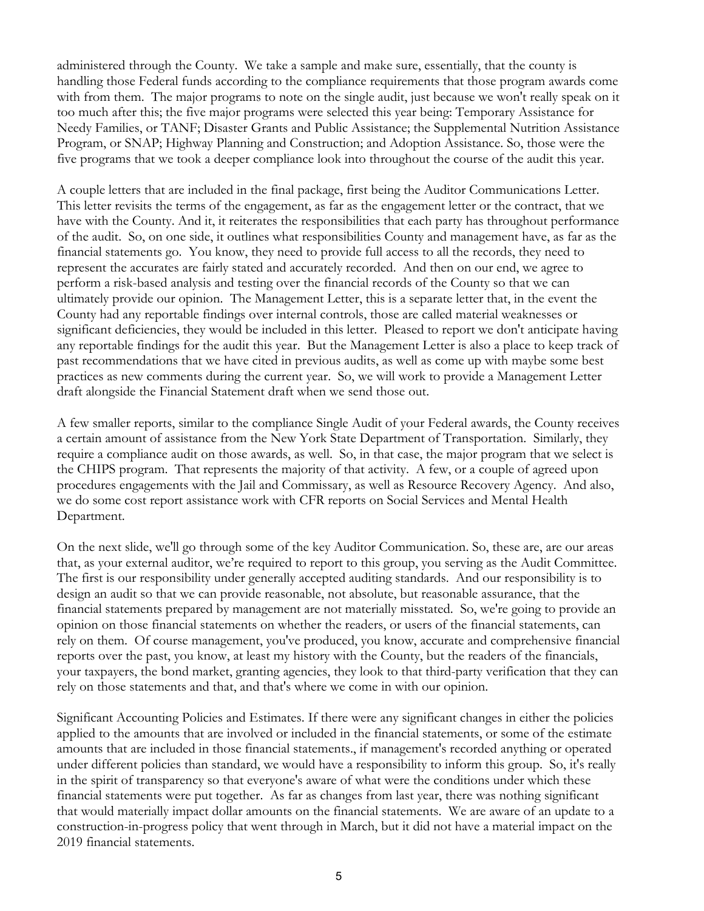administered through the County. We take a sample and make sure, essentially, that the county is handling those Federal funds according to the compliance requirements that those program awards come with from them. The major programs to note on the single audit, just because we won't really speak on it too much after this; the five major programs were selected this year being: Temporary Assistance for Needy Families, or TANF; Disaster Grants and Public Assistance; the Supplemental Nutrition Assistance Program, or SNAP; Highway Planning and Construction; and Adoption Assistance. So, those were the five programs that we took a deeper compliance look into throughout the course of the audit this year.

A couple letters that are included in the final package, first being the Auditor Communications Letter. This letter revisits the terms of the engagement, as far as the engagement letter or the contract, that we have with the County. And it, it reiterates the responsibilities that each party has throughout performance of the audit. So, on one side, it outlines what responsibilities County and management have, as far as the financial statements go. You know, they need to provide full access to all the records, they need to represent the accurates are fairly stated and accurately recorded. And then on our end, we agree to perform a risk-based analysis and testing over the financial records of the County so that we can ultimately provide our opinion. The Management Letter, this is a separate letter that, in the event the County had any reportable findings over internal controls, those are called material weaknesses or significant deficiencies, they would be included in this letter. Pleased to report we don't anticipate having any reportable findings for the audit this year. But the Management Letter is also a place to keep track of past recommendations that we have cited in previous audits, as well as come up with maybe some best practices as new comments during the current year. So, we will work to provide a Management Letter draft alongside the Financial Statement draft when we send those out.

A few smaller reports, similar to the compliance Single Audit of your Federal awards, the County receives a certain amount of assistance from the New York State Department of Transportation. Similarly, they require a compliance audit on those awards, as well. So, in that case, the major program that we select is the CHIPS program. That represents the majority of that activity. A few, or a couple of agreed upon procedures engagements with the Jail and Commissary, as well as Resource Recovery Agency. And also, we do some cost report assistance work with CFR reports on Social Services and Mental Health Department.

On the next slide, we'll go through some of the key Auditor Communication. So, these are, are our areas that, as your external auditor, we're required to report to this group, you serving as the Audit Committee. The first is our responsibility under generally accepted auditing standards. And our responsibility is to design an audit so that we can provide reasonable, not absolute, but reasonable assurance, that the financial statements prepared by management are not materially misstated. So, we're going to provide an opinion on those financial statements on whether the readers, or users of the financial statements, can rely on them. Of course management, you've produced, you know, accurate and comprehensive financial reports over the past, you know, at least my history with the County, but the readers of the financials, your taxpayers, the bond market, granting agencies, they look to that third-party verification that they can rely on those statements and that, and that's where we come in with our opinion.

Significant Accounting Policies and Estimates. If there were any significant changes in either the policies applied to the amounts that are involved or included in the financial statements, or some of the estimate amounts that are included in those financial statements., if management's recorded anything or operated under different policies than standard, we would have a responsibility to inform this group. So, it's really in the spirit of transparency so that everyone's aware of what were the conditions under which these financial statements were put together. As far as changes from last year, there was nothing significant that would materially impact dollar amounts on the financial statements. We are aware of an update to a construction-in-progress policy that went through in March, but it did not have a material impact on the 2019 financial statements.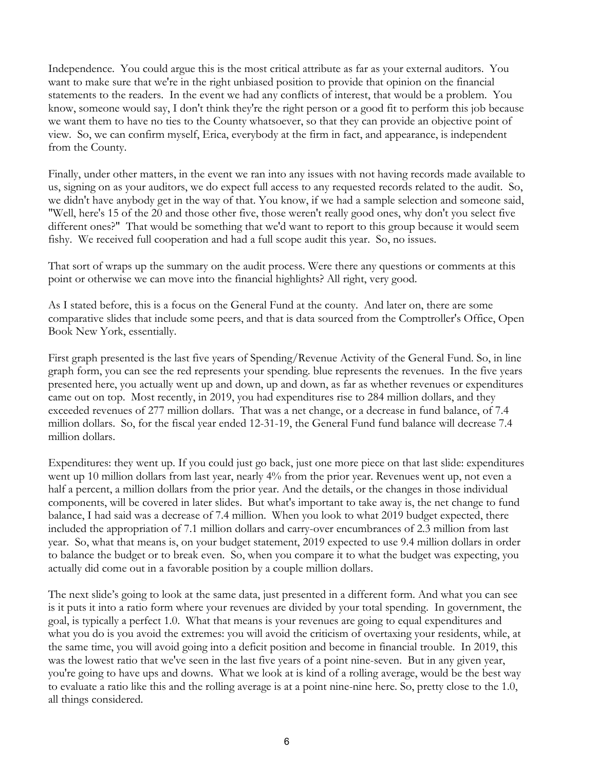Independence. You could argue this is the most critical attribute as far as your external auditors. You want to make sure that we're in the right unbiased position to provide that opinion on the financial statements to the readers. In the event we had any conflicts of interest, that would be a problem. You know, someone would say, I don't think they're the right person or a good fit to perform this job because we want them to have no ties to the County whatsoever, so that they can provide an objective point of view. So, we can confirm myself, Erica, everybody at the firm in fact, and appearance, is independent from the County.

Finally, under other matters, in the event we ran into any issues with not having records made available to us, signing on as your auditors, we do expect full access to any requested records related to the audit. So, we didn't have anybody get in the way of that. You know, if we had a sample selection and someone said, "Well, here's 15 of the 20 and those other five, those weren't really good ones, why don't you select five different ones?" That would be something that we'd want to report to this group because it would seem fishy. We received full cooperation and had a full scope audit this year. So, no issues.

That sort of wraps up the summary on the audit process. Were there any questions or comments at this point or otherwise we can move into the financial highlights? All right, very good.

As I stated before, this is a focus on the General Fund at the county. And later on, there are some comparative slides that include some peers, and that is data sourced from the Comptroller's Office, Open Book New York, essentially.

First graph presented is the last five years of Spending/Revenue Activity of the General Fund. So, in line graph form, you can see the red represents your spending. blue represents the revenues. In the five years presented here, you actually went up and down, up and down, as far as whether revenues or expenditures came out on top. Most recently, in 2019, you had expenditures rise to 284 million dollars, and they exceeded revenues of 277 million dollars. That was a net change, or a decrease in fund balance, of 7.4 million dollars. So, for the fiscal year ended 12-31-19, the General Fund fund balance will decrease 7.4 million dollars.

Expenditures: they went up. If you could just go back, just one more piece on that last slide: expenditures went up 10 million dollars from last year, nearly 4% from the prior year. Revenues went up, not even a half a percent, a million dollars from the prior year. And the details, or the changes in those individual components, will be covered in later slides. But what's important to take away is, the net change to fund balance, I had said was a decrease of 7.4 million. When you look to what 2019 budget expected, there included the appropriation of 7.1 million dollars and carry-over encumbrances of 2.3 million from last year. So, what that means is, on your budget statement, 2019 expected to use 9.4 million dollars in order to balance the budget or to break even. So, when you compare it to what the budget was expecting, you actually did come out in a favorable position by a couple million dollars.

The next slide's going to look at the same data, just presented in a different form. And what you can see is it puts it into a ratio form where your revenues are divided by your total spending. In government, the goal, is typically a perfect 1.0. What that means is your revenues are going to equal expenditures and what you do is you avoid the extremes: you will avoid the criticism of overtaxing your residents, while, at the same time, you will avoid going into a deficit position and become in financial trouble. In 2019, this was the lowest ratio that we've seen in the last five years of a point nine-seven. But in any given year, you're going to have ups and downs. What we look at is kind of a rolling average, would be the best way to evaluate a ratio like this and the rolling average is at a point nine-nine here. So, pretty close to the 1.0, all things considered.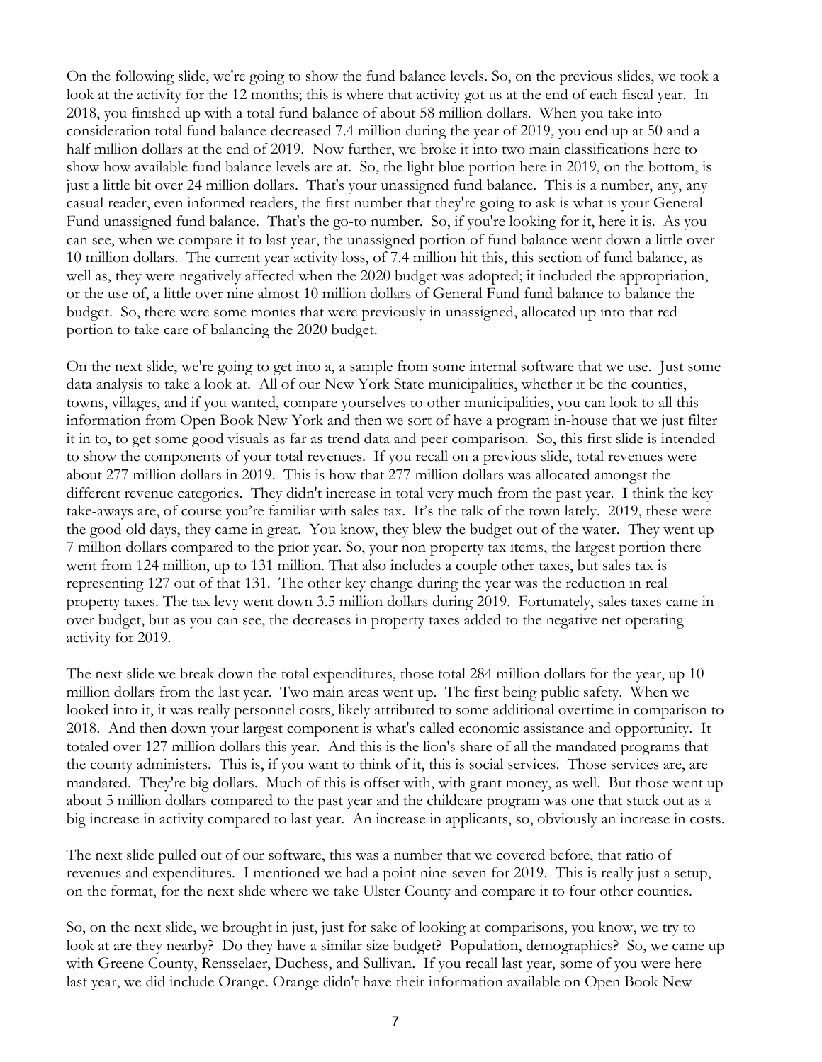On the following slide, we're going to show the fund balance levels. So, on the previous slides, we took a look at the activity for the 12 months; this is where that activity got us at the end of each fiscal year. In 2018, you finished up with a total fund balance of about 58 million dollars. When you take into consideration total fund balance decreased 7.4 million during the year of 2019, you end up at 50 and a half million dollars at the end of 2019. Now further, we broke it into two main classifications here to show how available fund balance levels are at. So, the light blue portion here in 2019, on the bottom, is just a little bit over 24 million dollars. That's your unassigned fund balance. This is a number, any, any casual reader, even informed readers, the first number that they're going to ask is what is your General Fund unassigned fund balance. That's the go-to number. So, if you're looking for it, here it is. As you can see, when we compare it to last year, the unassigned portion of fund balance went down a little over 10 million dollars. The current year activity loss, of 7.4 million hit this, this section of fund balance, as well as, they were negatively affected when the 2020 budget was adopted; it included the appropriation, or the use of, a little over nine almost 10 million dollars of General Fund fund balance to balance the budget. So, there were some monies that were previously in unassigned, allocated up into that red portion to take care of balancing the 2020 budget.

On the next slide, we're going to get into a, a sample from some internal software that we use. Just some data analysis to take a look at. All of our New York State municipalities, whether it be the counties, towns, villages, and if you wanted, compare yourselves to other municipalities, you can look to all this information from Open Book New York and then we sort of have a program in-house that we just filter it in to, to get some good visuals as far as trend data and peer comparison. So, this first slide is intended to show the components of your total revenues. If you recall on a previous slide, total revenues were about 277 million dollars in 2019. This is how that 277 million dollars was allocated amongst the different revenue categories. They didn't increase in total very much from the past year. I think the key take-aways are, of course you're familiar with sales tax. It's the talk of the town lately. 2019, these were the good old days, they came in great. You know, they blew the budget out of the water. They went up 7 million dollars compared to the prior year. So, your non property tax items, the largest portion there went from 124 million, up to 131 million. That also includes a couple other taxes, but sales tax is representing 127 out of that 131. The other key change during the year was the reduction in real property taxes. The tax levy went down 3.5 million dollars during 2019. Fortunately, sales taxes came in over budget, but as you can see, the decreases in property taxes added to the negative net operating activity for 2019.

The next slide we break down the total expenditures, those total 284 million dollars for the year, up 10 million dollars from the last year. Two main areas went up. The first being public safety. When we looked into it, it was really personnel costs, likely attributed to some additional overtime in comparison to 2018. And then down your largest component is what's called economic assistance and opportunity. It totaled over 127 million dollars this year. And this is the lion's share of all the mandated programs that the county administers. This is, if you want to think of it, this is social services. Those services are, are mandated. They're big dollars. Much of this is offset with, with grant money, as well. But those went up about 5 million dollars compared to the past year and the childcare program was one that stuck out as a big increase in activity compared to last year. An increase in applicants, so, obviously an increase in costs.

The next slide pulled out of our software, this was a number that we covered before, that ratio of revenues and expenditures. I mentioned we had a point nine-seven for 2019. This is really just a setup, on the format, for the next slide where we take Ulster County and compare it to four other counties.

So, on the next slide, we brought in just, just for sake of looking at comparisons, you know, we try to look at are they nearby? Do they have a similar size budget? Population, demographics? So, we came up with Greene County, Rensselaer, Duchess, and Sullivan. If you recall last year, some of you were here last year, we did include Orange. Orange didn't have their information available on Open Book New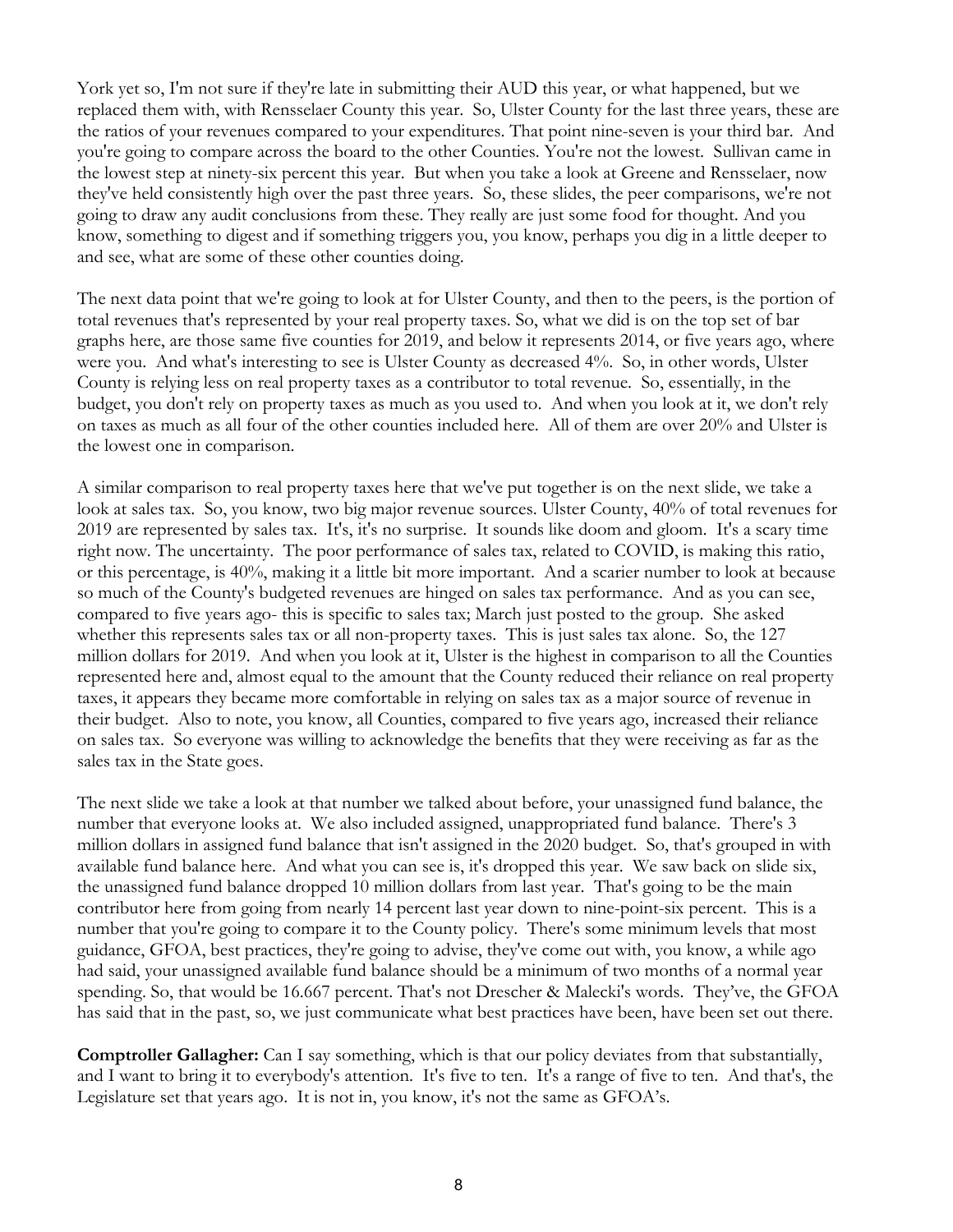York yet so, I'm not sure if they're late in submitting their AUD this year, or what happened, but we replaced them with, with Rensselaer County this year. So, Ulster County for the last three years, these are the ratios of your revenues compared to your expenditures. That point nine-seven is your third bar. And you're going to compare across the board to the other Counties. You're not the lowest. Sullivan came in the lowest step at ninety-six percent this year. But when you take a look at Greene and Rensselaer, now they've held consistently high over the past three years. So, these slides, the peer comparisons, we're not going to draw any audit conclusions from these. They really are just some food for thought. And you know, something to digest and if something triggers you, you know, perhaps you dig in a little deeper to and see, what are some of these other counties doing.

The next data point that we're going to look at for Ulster County, and then to the peers, is the portion of total revenues that's represented by your real property taxes. So, what we did is on the top set of bar graphs here, are those same five counties for 2019, and below it represents 2014, or five years ago, where were you. And what's interesting to see is Ulster County as decreased 4%. So, in other words, Ulster County is relying less on real property taxes as a contributor to total revenue. So, essentially, in the budget, you don't rely on property taxes as much as you used to. And when you look at it, we don't rely on taxes as much as all four of the other counties included here. All of them are over 20% and Ulster is the lowest one in comparison.

A similar comparison to real property taxes here that we've put together is on the next slide, we take a look at sales tax. So, you know, two big major revenue sources. Ulster County, 40% of total revenues for 2019 are represented by sales tax. It's, it's no surprise. It sounds like doom and gloom. It's a scary time right now. The uncertainty. The poor performance of sales tax, related to COVID, is making this ratio, or this percentage, is 40%, making it a little bit more important. And a scarier number to look at because so much of the County's budgeted revenues are hinged on sales tax performance. And as you can see, compared to five years ago- this is specific to sales tax; March just posted to the group. She asked whether this represents sales tax or all non-property taxes. This is just sales tax alone. So, the 127 million dollars for 2019. And when you look at it, Ulster is the highest in comparison to all the Counties represented here and, almost equal to the amount that the County reduced their reliance on real property taxes, it appears they became more comfortable in relying on sales tax as a major source of revenue in their budget. Also to note, you know, all Counties, compared to five years ago, increased their reliance on sales tax. So everyone was willing to acknowledge the benefits that they were receiving as far as the sales tax in the State goes.

The next slide we take a look at that number we talked about before, your unassigned fund balance, the number that everyone looks at. We also included assigned, unappropriated fund balance. There's 3 million dollars in assigned fund balance that isn't assigned in the 2020 budget. So, that's grouped in with available fund balance here. And what you can see is, it's dropped this year. We saw back on slide six, the unassigned fund balance dropped 10 million dollars from last year. That's going to be the main contributor here from going from nearly 14 percent last year down to nine-point-six percent. This is a number that you're going to compare it to the County policy. There's some minimum levels that most guidance, GFOA, best practices, they're going to advise, they've come out with, you know, a while ago had said, your unassigned available fund balance should be a minimum of two months of a normal year spending. So, that would be 16.667 percent. That's not Drescher & Malecki's words. They've, the GFOA has said that in the past, so, we just communicate what best practices have been, have been set out there.

**Comptroller Gallagher:** Can I say something, which is that our policy deviates from that substantially, and I want to bring it to everybody's attention. It's five to ten. It's a range of five to ten. And that's, the Legislature set that years ago. It is not in, you know, it's not the same as GFOA's.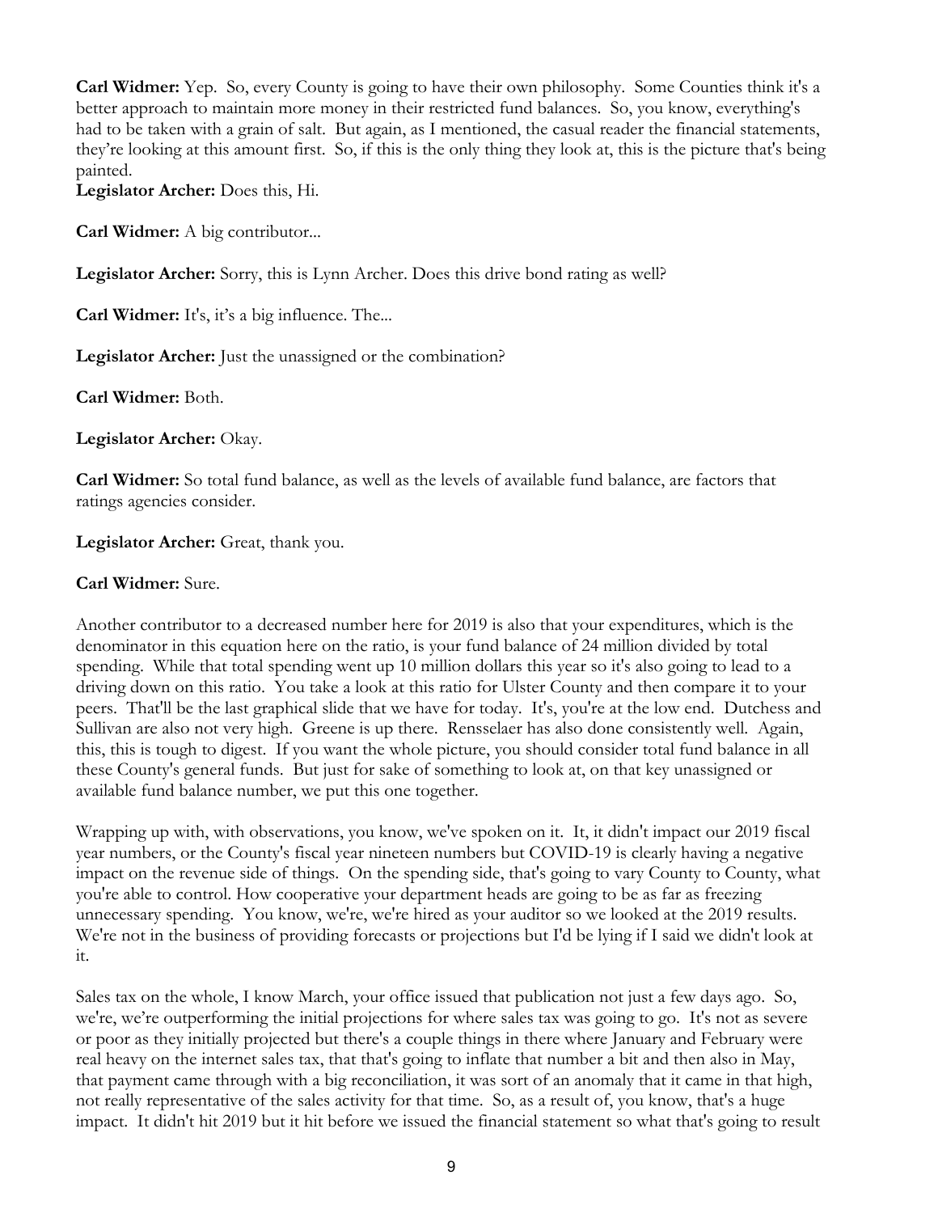**Carl Widmer:** Yep. So, every County is going to have their own philosophy. Some Counties think it's a better approach to maintain more money in their restricted fund balances. So, you know, everything's had to be taken with a grain of salt. But again, as I mentioned, the casual reader the financial statements, they're looking at this amount first. So, if this is the only thing they look at, this is the picture that's being painted.

**Legislator Archer:** Does this, Hi.

**Carl Widmer:** A big contributor...

**Legislator Archer:** Sorry, this is Lynn Archer. Does this drive bond rating as well?

**Carl Widmer:** It's, it's a big influence. The...

**Legislator Archer:** Just the unassigned or the combination?

**Carl Widmer:** Both.

**Legislator Archer:** Okay.

**Carl Widmer:** So total fund balance, as well as the levels of available fund balance, are factors that ratings agencies consider.

**Legislator Archer:** Great, thank you.

**Carl Widmer:** Sure.

Another contributor to a decreased number here for 2019 is also that your expenditures, which is the denominator in this equation here on the ratio, is your fund balance of 24 million divided by total spending. While that total spending went up 10 million dollars this year so it's also going to lead to a driving down on this ratio. You take a look at this ratio for Ulster County and then compare it to your peers. That'll be the last graphical slide that we have for today. It's, you're at the low end. Dutchess and Sullivan are also not very high. Greene is up there. Rensselaer has also done consistently well. Again, this, this is tough to digest. If you want the whole picture, you should consider total fund balance in all these County's general funds. But just for sake of something to look at, on that key unassigned or available fund balance number, we put this one together.

Wrapping up with, with observations, you know, we've spoken on it. It, it didn't impact our 2019 fiscal year numbers, or the County's fiscal year nineteen numbers but COVID-19 is clearly having a negative impact on the revenue side of things. On the spending side, that's going to vary County to County, what you're able to control. How cooperative your department heads are going to be as far as freezing unnecessary spending. You know, we're, we're hired as your auditor so we looked at the 2019 results. We're not in the business of providing forecasts or projections but I'd be lying if I said we didn't look at it.

Sales tax on the whole, I know March, your office issued that publication not just a few days ago. So, we're, we're outperforming the initial projections for where sales tax was going to go. It's not as severe or poor as they initially projected but there's a couple things in there where January and February were real heavy on the internet sales tax, that that's going to inflate that number a bit and then also in May, that payment came through with a big reconciliation, it was sort of an anomaly that it came in that high, not really representative of the sales activity for that time. So, as a result of, you know, that's a huge impact. It didn't hit 2019 but it hit before we issued the financial statement so what that's going to result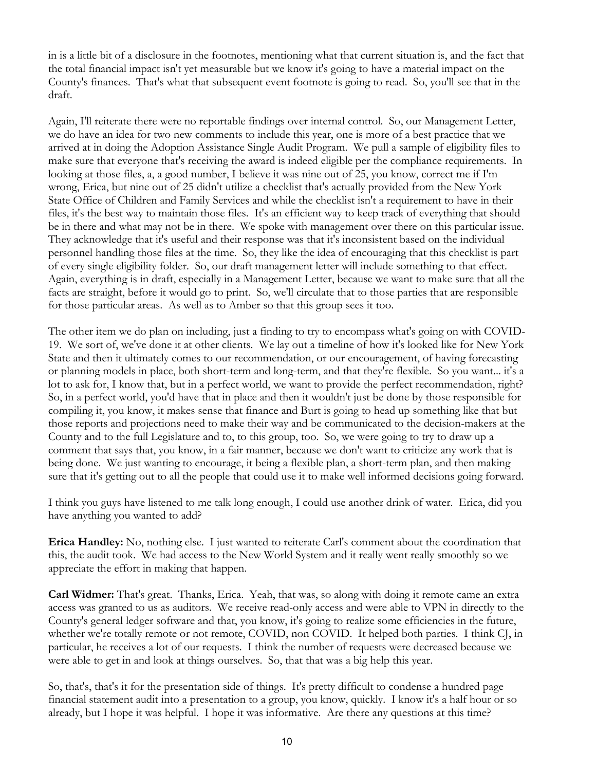in is a little bit of a disclosure in the footnotes, mentioning what that current situation is, and the fact that the total financial impact isn't yet measurable but we know it's going to have a material impact on the County's finances. That's what that subsequent event footnote is going to read. So, you'll see that in the draft.

Again, I'll reiterate there were no reportable findings over internal control. So, our Management Letter, we do have an idea for two new comments to include this year, one is more of a best practice that we arrived at in doing the Adoption Assistance Single Audit Program. We pull a sample of eligibility files to make sure that everyone that's receiving the award is indeed eligible per the compliance requirements. In looking at those files, a, a good number, I believe it was nine out of 25, you know, correct me if I'm wrong, Erica, but nine out of 25 didn't utilize a checklist that's actually provided from the New York State Office of Children and Family Services and while the checklist isn't a requirement to have in their files, it's the best way to maintain those files. It's an efficient way to keep track of everything that should be in there and what may not be in there. We spoke with management over there on this particular issue. They acknowledge that it's useful and their response was that it's inconsistent based on the individual personnel handling those files at the time. So, they like the idea of encouraging that this checklist is part of every single eligibility folder. So, our draft management letter will include something to that effect. Again, everything is in draft, especially in a Management Letter, because we want to make sure that all the facts are straight, before it would go to print. So, we'll circulate that to those parties that are responsible for those particular areas. As well as to Amber so that this group sees it too.

The other item we do plan on including, just a finding to try to encompass what's going on with COVID-19. We sort of, we've done it at other clients. We lay out a timeline of how it's looked like for New York State and then it ultimately comes to our recommendation, or our encouragement, of having forecasting or planning models in place, both short-term and long-term, and that they're flexible. So you want... it's a lot to ask for, I know that, but in a perfect world, we want to provide the perfect recommendation, right? So, in a perfect world, you'd have that in place and then it wouldn't just be done by those responsible for compiling it, you know, it makes sense that finance and Burt is going to head up something like that but those reports and projections need to make their way and be communicated to the decision-makers at the County and to the full Legislature and to, to this group, too. So, we were going to try to draw up a comment that says that, you know, in a fair manner, because we don't want to criticize any work that is being done. We just wanting to encourage, it being a flexible plan, a short-term plan, and then making sure that it's getting out to all the people that could use it to make well informed decisions going forward.

I think you guys have listened to me talk long enough, I could use another drink of water. Erica, did you have anything you wanted to add?

**Erica Handley:** No, nothing else. I just wanted to reiterate Carl's comment about the coordination that this, the audit took. We had access to the New World System and it really went really smoothly so we appreciate the effort in making that happen.

**Carl Widmer:** That's great. Thanks, Erica. Yeah, that was, so along with doing it remote came an extra access was granted to us as auditors. We receive read-only access and were able to VPN in directly to the County's general ledger software and that, you know, it's going to realize some efficiencies in the future, whether we're totally remote or not remote, COVID, non COVID. It helped both parties. I think CJ, in particular, he receives a lot of our requests. I think the number of requests were decreased because we were able to get in and look at things ourselves. So, that that was a big help this year.

So, that's, that's it for the presentation side of things. It's pretty difficult to condense a hundred page financial statement audit into a presentation to a group, you know, quickly. I know it's a half hour or so already, but I hope it was helpful. I hope it was informative. Are there any questions at this time?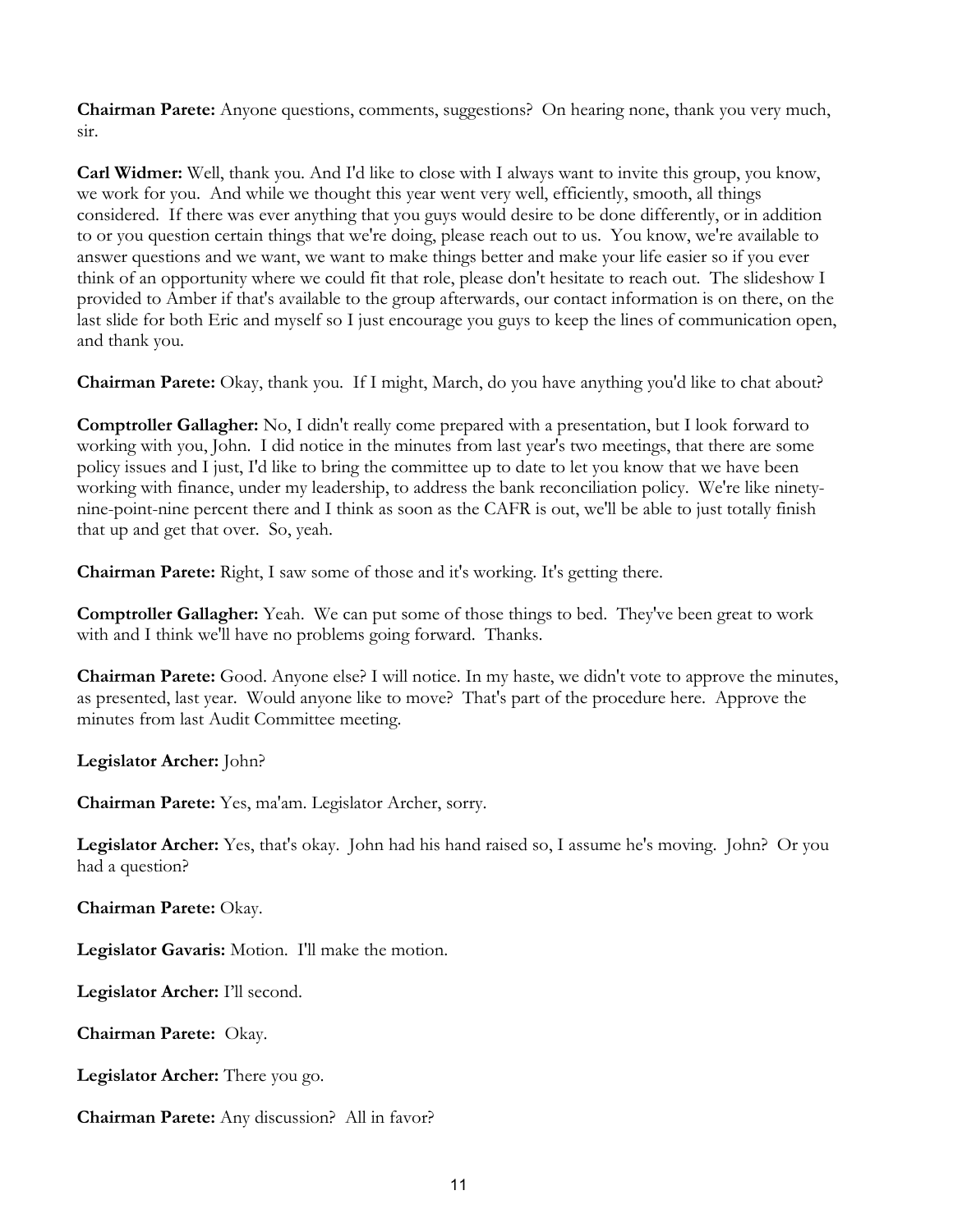**Chairman Parete:** Anyone questions, comments, suggestions? On hearing none, thank you very much, sir.

**Carl Widmer:** Well, thank you. And I'd like to close with I always want to invite this group, you know, we work for you. And while we thought this year went very well, efficiently, smooth, all things considered. If there was ever anything that you guys would desire to be done differently, or in addition to or you question certain things that we're doing, please reach out to us. You know, we're available to answer questions and we want, we want to make things better and make your life easier so if you ever think of an opportunity where we could fit that role, please don't hesitate to reach out. The slideshow I provided to Amber if that's available to the group afterwards, our contact information is on there, on the last slide for both Eric and myself so I just encourage you guys to keep the lines of communication open, and thank you.

**Chairman Parete:** Okay, thank you. If I might, March, do you have anything you'd like to chat about?

**Comptroller Gallagher:** No, I didn't really come prepared with a presentation, but I look forward to working with you, John. I did notice in the minutes from last year's two meetings, that there are some policy issues and I just, I'd like to bring the committee up to date to let you know that we have been working with finance, under my leadership, to address the bank reconciliation policy. We're like ninety-nine-point-nine percent there and I think as soon as the CAFR is out, we'll be able to just totally finish that up and get that over. So, yeah.

**Chairman Parete:** Right, I saw some of those and it's working. It's getting there.

**Comptroller Gallagher:** Yeah. We can put some of those things to bed. They've been great to work with and I think we'll have no problems going forward. Thanks.

**Chairman Parete:** Good. Anyone else? I will notice. In my haste, we didn't vote to approve the minutes, as presented, last year. Would anyone like to move? That's part of the procedure here. Approve the minutes from last Audit Committee meeting.

**Legislator Archer:** John?

**Chairman Parete:** Yes, ma'am. Legislator Archer, sorry.

**Legislator Archer:** Yes, that's okay. John had his hand raised so, I assume he's moving. John? Or you had a question?

**Chairman Parete:** Okay.

**Legislator Gavaris:** Motion. I'll make the motion.

**Legislator Archer:** I'll second.

**Chairman Parete:** Okay.

**Legislator Archer:** There you go.

**Chairman Parete:** Any discussion? All in favor?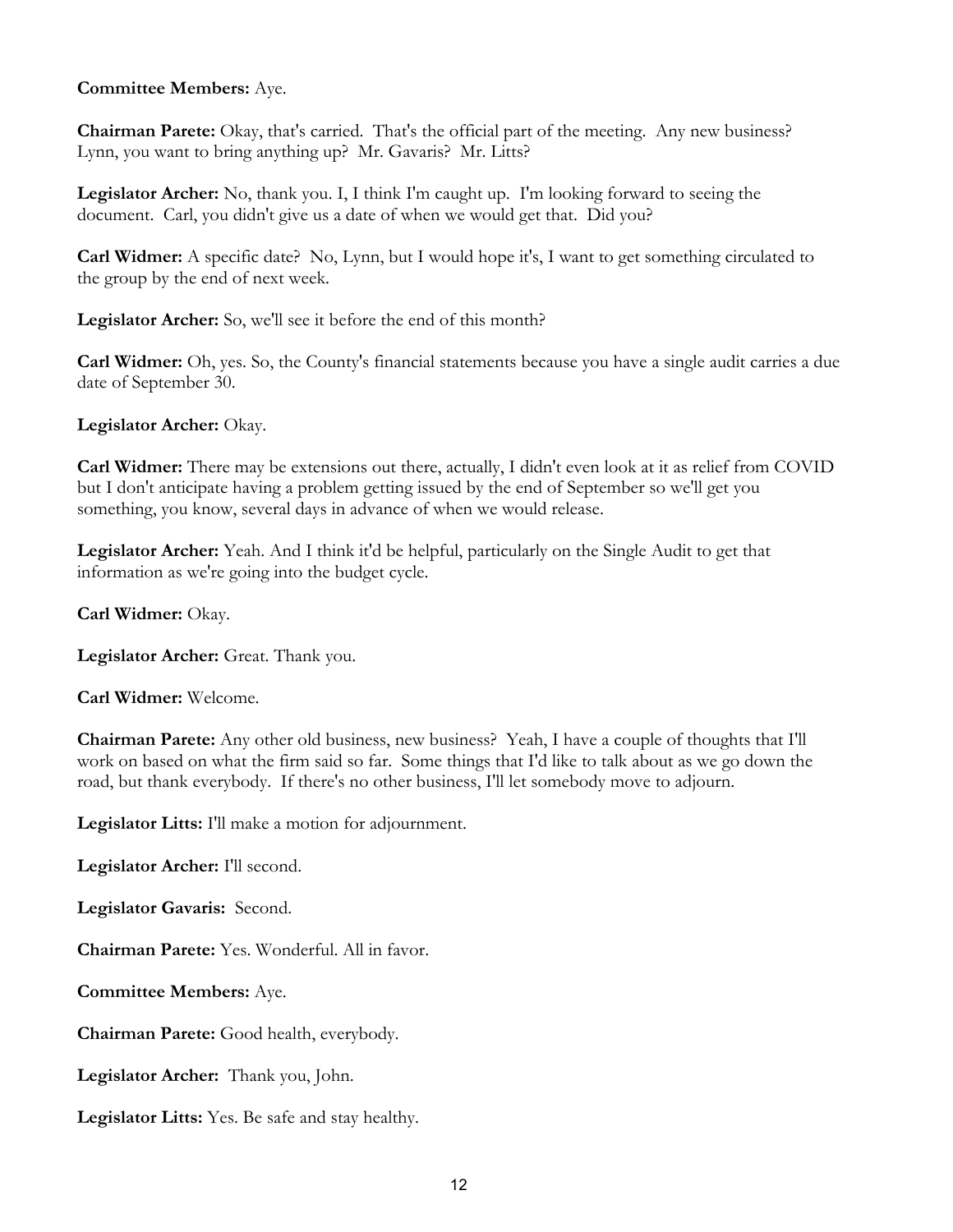**Committee Members:** Aye.

**Chairman Parete:** Okay, that's carried. That's the official part of the meeting. Any new business? Lynn, you want to bring anything up? Mr. Gavaris? Mr. Litts?

**Legislator Archer:** No, thank you. I, I think I'm caught up. I'm looking forward to seeing the document. Carl, you didn't give us a date of when we would get that. Did you?

**Carl Widmer:** A specific date? No, Lynn, but I would hope it's, I want to get something circulated to the group by the end of next week.

**Legislator Archer:** So, we'll see it before the end of this month?

**Carl Widmer:** Oh, yes. So, the County's financial statements because you have a single audit carries a due date of September 30.

**Legislator Archer:** Okay.

**Carl Widmer:** There may be extensions out there, actually, I didn't even look at it as relief from COVID but I don't anticipate having a problem getting issued by the end of September so we'll get you something, you know, several days in advance of when we would release.

**Legislator Archer:** Yeah. And I think it'd be helpful, particularly on the Single Audit to get that information as we're going into the budget cycle.

**Carl Widmer:** Okay.

**Legislator Archer:** Great. Thank you.

**Carl Widmer:** Welcome.

**Chairman Parete:** Any other old business, new business? Yeah, I have a couple of thoughts that I'll work on based on what the firm said so far. Some things that I'd like to talk about as we go down the road, but thank everybody. If there's no other business, I'll let somebody move to adjourn.

**Legislator Litts:** I'll make a motion for adjournment.

**Legislator Archer:** I'll second.

**Legislator Gavaris:** Second.

**Chairman Parete:** Yes. Wonderful. All in favor.

**Committee Members:** Aye.

**Chairman Parete:** Good health, everybody.

**Legislator Archer:** Thank you, John.

**Legislator Litts:** Yes. Be safe and stay healthy.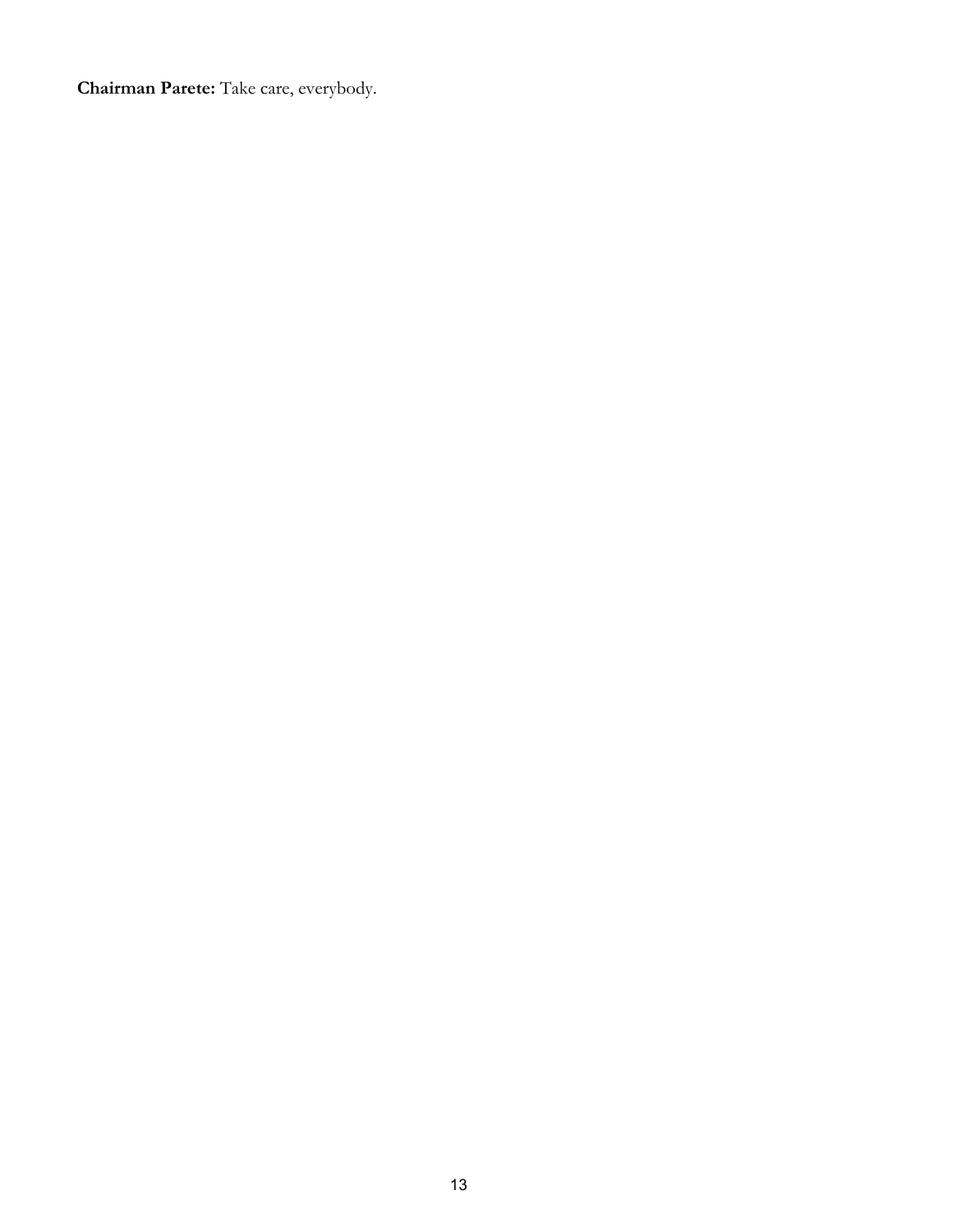**Chairman Parete:** Take care, everybody.